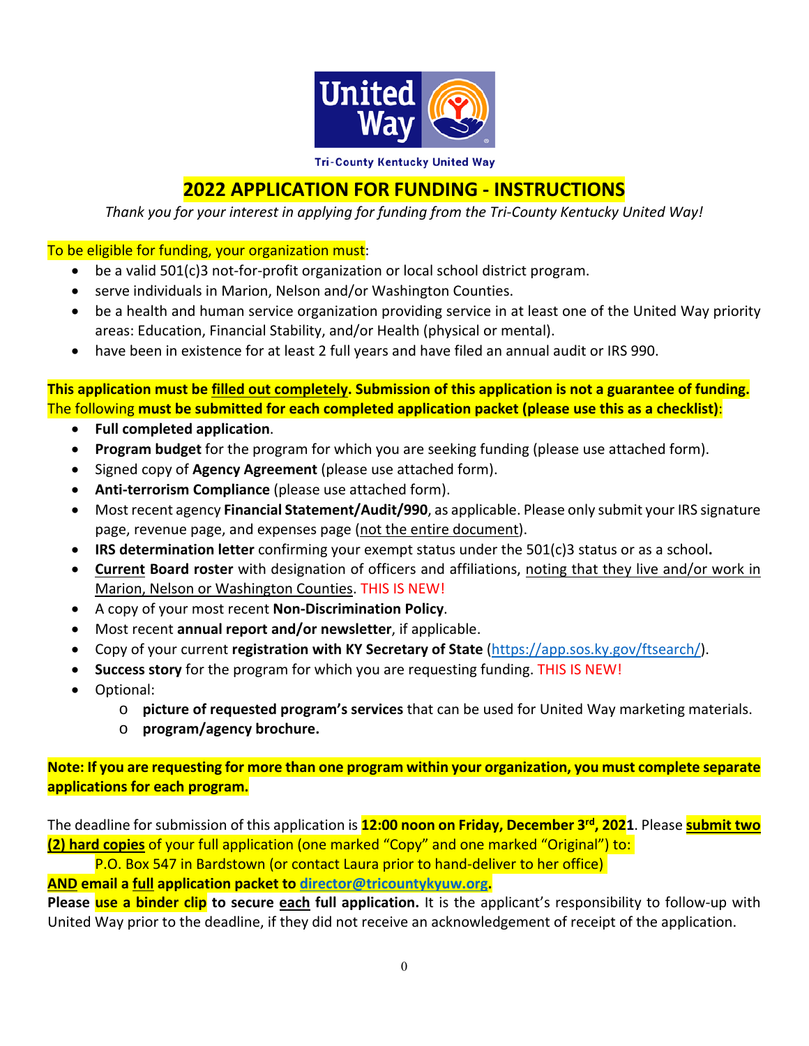Tri-County Kentucky United Way

# 2022 APPLICATION FOR FUNDING - INSTRUCTIONS

*Thank you for your interest in applying for funding from the Tri-County Kentucky United Way!*

To be eligible for funding, your organization must:

- be a valid 501(c)3 not-for-profit organization or local school district program.
- serve individuals in Marion, Nelson and/or Washington Counties.
- be a health and human service organization providing service in at least one of the United Way priority areas: Education, Financial Stability, and/or Health (physical or mental).
- have been in existence for at least 2 full years and have filed an annual audit or IRS 990.

**This application must be filled out completely. Submission of this application is not a guarantee of funding.** The following **must be submitted for each completed application packet (please use this as a checklist)**:

- **Full completed application**.
- **Program budget** for the program for which you are seeking funding (please use attached form).
- Signed copy of **Agency Agreement** (please use attached form).
- **Anti-terrorism Compliance** (please use attached form).
- Most recent agency **Financial Statement/Audit/990**, as applicable. Please only submit your IRS signature page, revenue page, and expenses page (not the entire document).
- **IRS determination letter** confirming your exempt status under the 501(c)3 status or as a school**.**
- **Current Board roster** with designation of officers and affiliations, noting that they live and/or work in Marion, Nelson or Washington Counties. THIS IS NEW!
- A copy of your most recent **Non-Discrimination Policy**.
- Most recent **annual report and/or newsletter**, if applicable.
- Copy of your current **registration with KY Secretary of State** (https://app.sos.ky.gov/ftsearch/).
- **Success story** for the program for which you are requesting funding. THIS IS NEW!
- Optional:
  - **picture of requested program's services** that can be used for United Way marketing materials.
  - **program/agency brochure.**

**Note: If you are requesting for more than one program within your organization, you must complete separate applications for each program.**

The deadline for submission of this application is **12:00 noon on Friday, December 3rd, 2021**. Please **submit two (2) hard copies** of your full application (one marked "Copy" and one marked "Original") to:

P.O. Box 547 in Bardstown (or contact Laura prior to hand-deliver to her office)

**AND email a full application packet to director@tricountykyuw.org.**

**Please use a binder clip to secure each full application.** It is the applicant's responsibility to follow-up with United Way prior to the deadline, if they did not receive an acknowledgement of receipt of the application.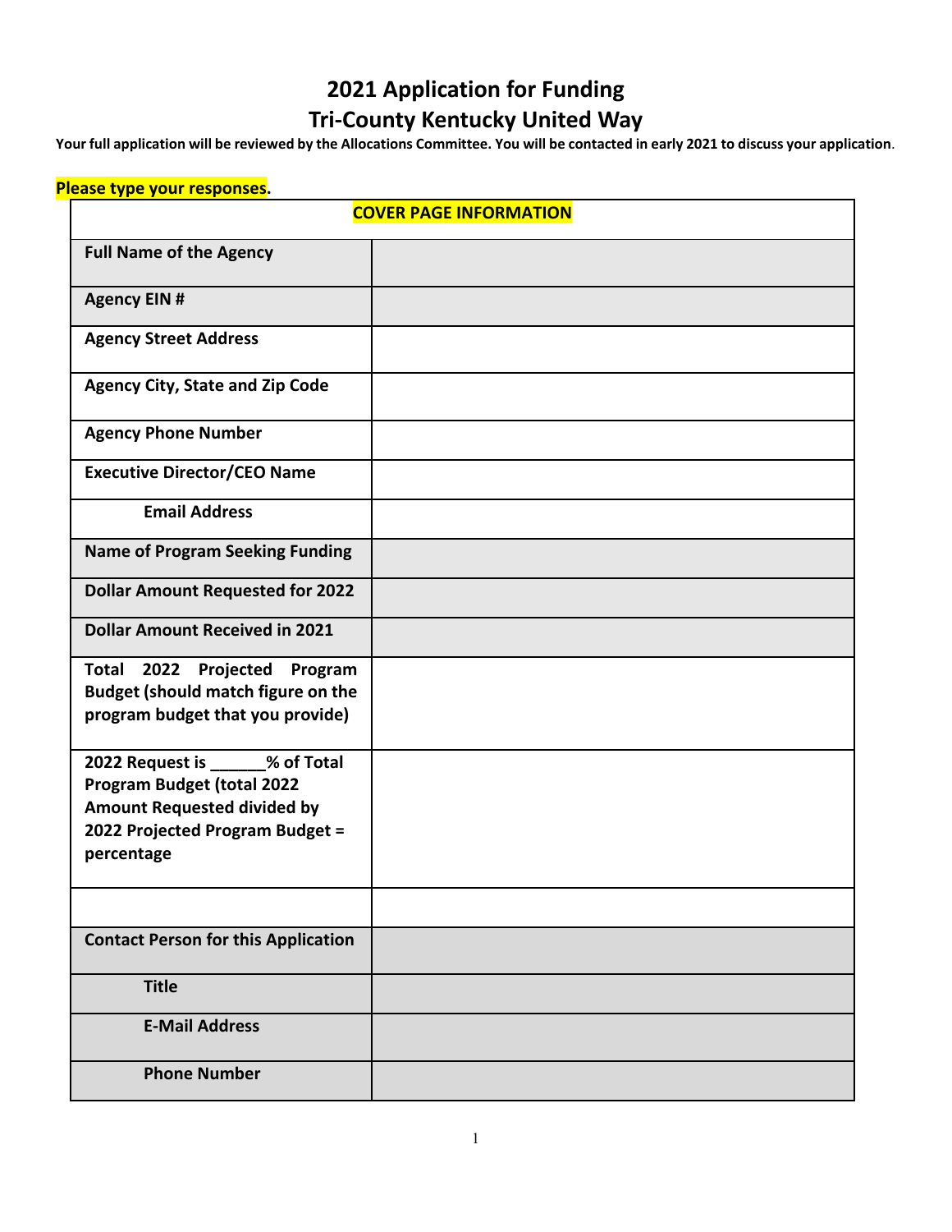# 2021 Application for Funding
# Tri-County Kentucky United Way

**Your full application will be reviewed by the Allocations Committee. You will be contacted in early 2021 to discuss your application.**

**Please type your responses.**

| COVER PAGE INFORMATION | |
|---|---|
| **Full Name of the Agency** | |
| **Agency EIN #** | |
| **Agency Street Address** | |
| **Agency City, State and Zip Code** | |
| **Agency Phone Number** | |
| **Executive Director/CEO Name** | |
| **Email Address** | |
| **Name of Program Seeking Funding** | |
| **Dollar Amount Requested for 2022** | |
| **Dollar Amount Received in 2021** | |
| **Total 2022 Projected Program Budget (should match figure on the program budget that you provide)** | |
| **2022 Request is ______% of Total Program Budget (total 2022 Amount Requested divided by 2022 Projected Program Budget = percentage** | |
| | |
| **Contact Person for this Application** | |
| **Title** | |
| **E-Mail Address** | |
| **Phone Number** | |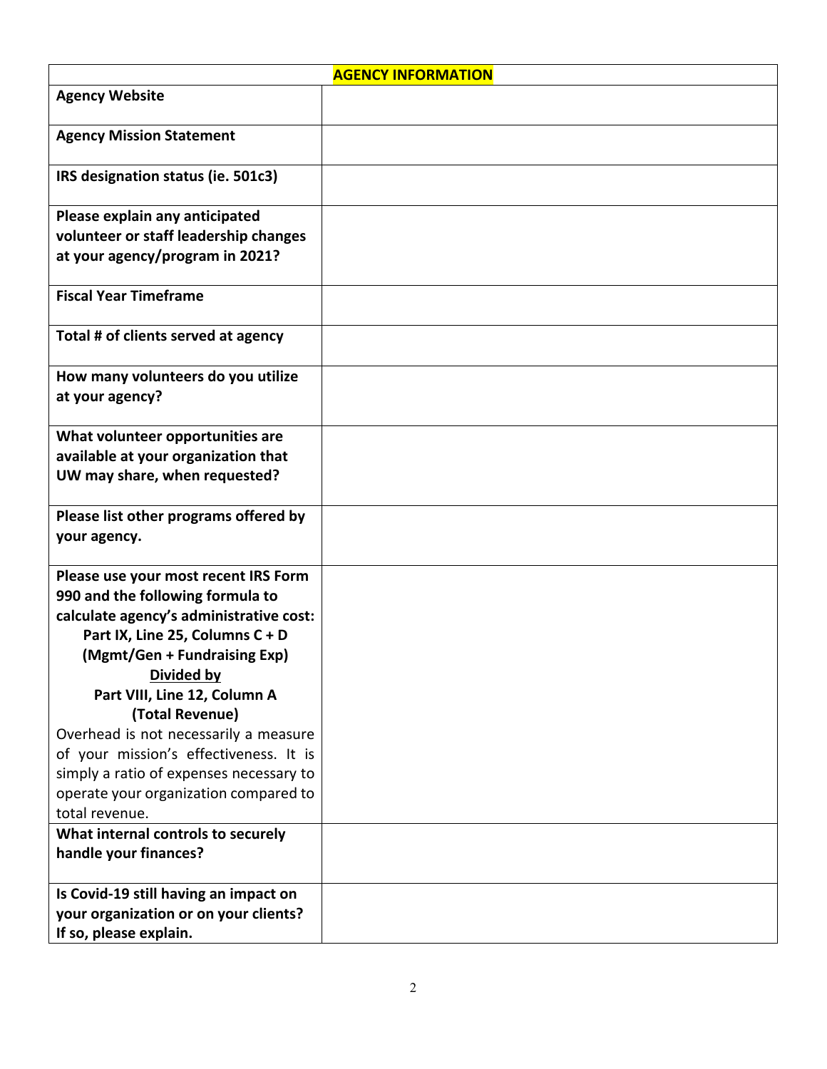| AGENCY INFORMATION | |
|---|---|
| **Agency Website** | |
| **Agency Mission Statement** | |
| **IRS designation status (ie. 501c3)** | |
| **Please explain any anticipated volunteer or staff leadership changes at your agency/program in 2021?** | |
| **Fiscal Year Timeframe** | |
| **Total # of clients served at agency** | |
| **How many volunteers do you utilize at your agency?** | |
| **What volunteer opportunities are available at your organization that UW may share, when requested?** | |
| **Please list other programs offered by your agency.** | |
| **Please use your most recent IRS Form 990 and the following formula to calculate agency's administrative cost:** **Part IX, Line 25, Columns C + D (Mgmt/Gen + Fundraising Exp)** **Divided by** **Part VIII, Line 12, Column A (Total Revenue)** Overhead is not necessarily a measure of your mission's effectiveness. It is simply a ratio of expenses necessary to operate your organization compared to total revenue. | |
| **What internal controls to securely handle your finances?** | |
| **Is Covid-19 still having an impact on your organization or on your clients? If so, please explain.** | |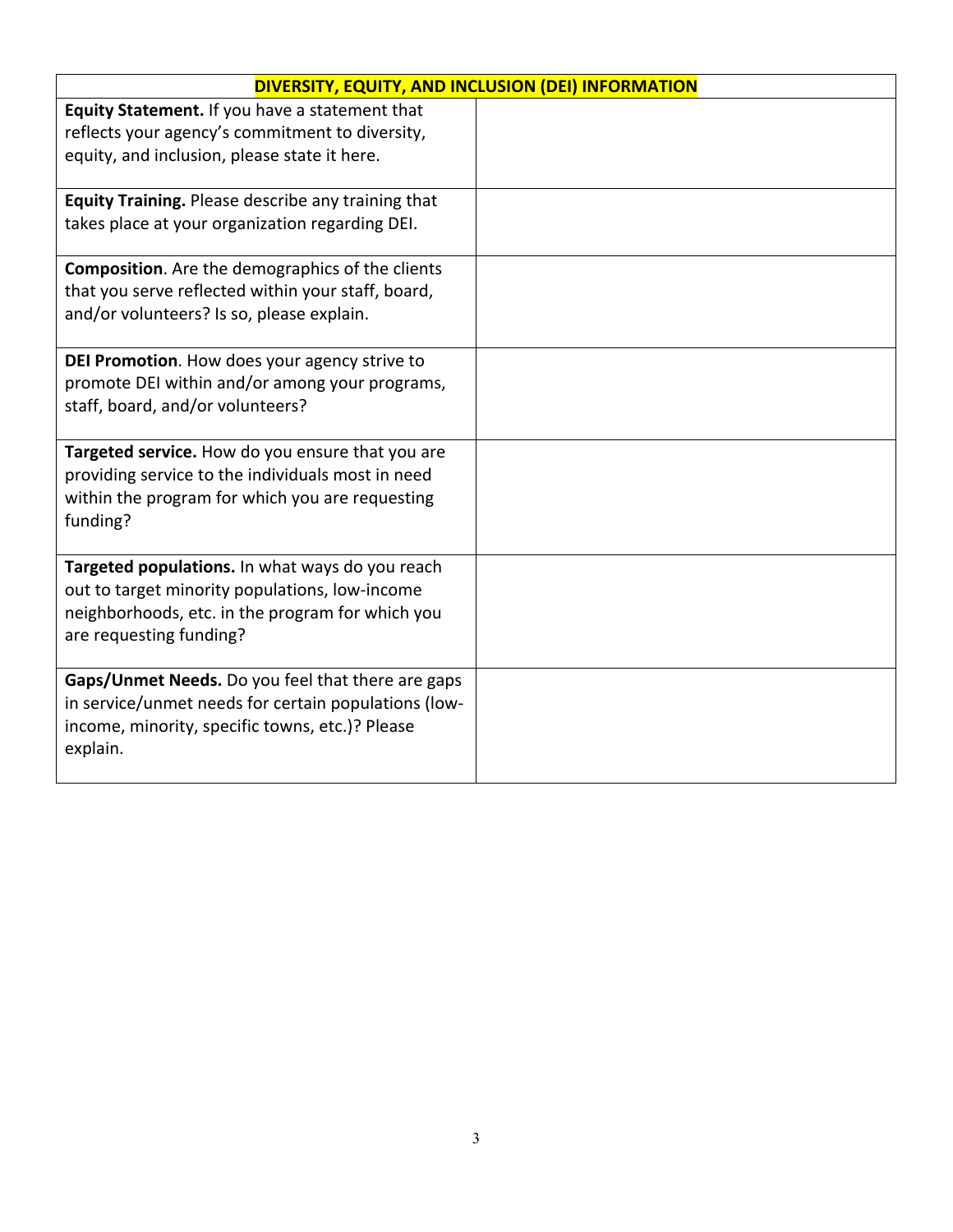| DIVERSITY, EQUITY, AND INCLUSION (DEI) INFORMATION | |
|---|---|
| **Equity Statement.** If you have a statement that reflects your agency's commitment to diversity, equity, and inclusion, please state it here. | |
| **Equity Training.** Please describe any training that takes place at your organization regarding DEI. | |
| **Composition**. Are the demographics of the clients that you serve reflected within your staff, board, and/or volunteers? Is so, please explain. | |
| **DEI Promotion**. How does your agency strive to promote DEI within and/or among your programs, staff, board, and/or volunteers? | |
| **Targeted service.** How do you ensure that you are providing service to the individuals most in need within the program for which you are requesting funding? | |
| **Targeted populations.** In what ways do you reach out to target minority populations, low-income neighborhoods, etc. in the program for which you are requesting funding? | |
| **Gaps/Unmet Needs.** Do you feel that there are gaps in service/unmet needs for certain populations (low-income, minority, specific towns, etc.)? Please explain. | |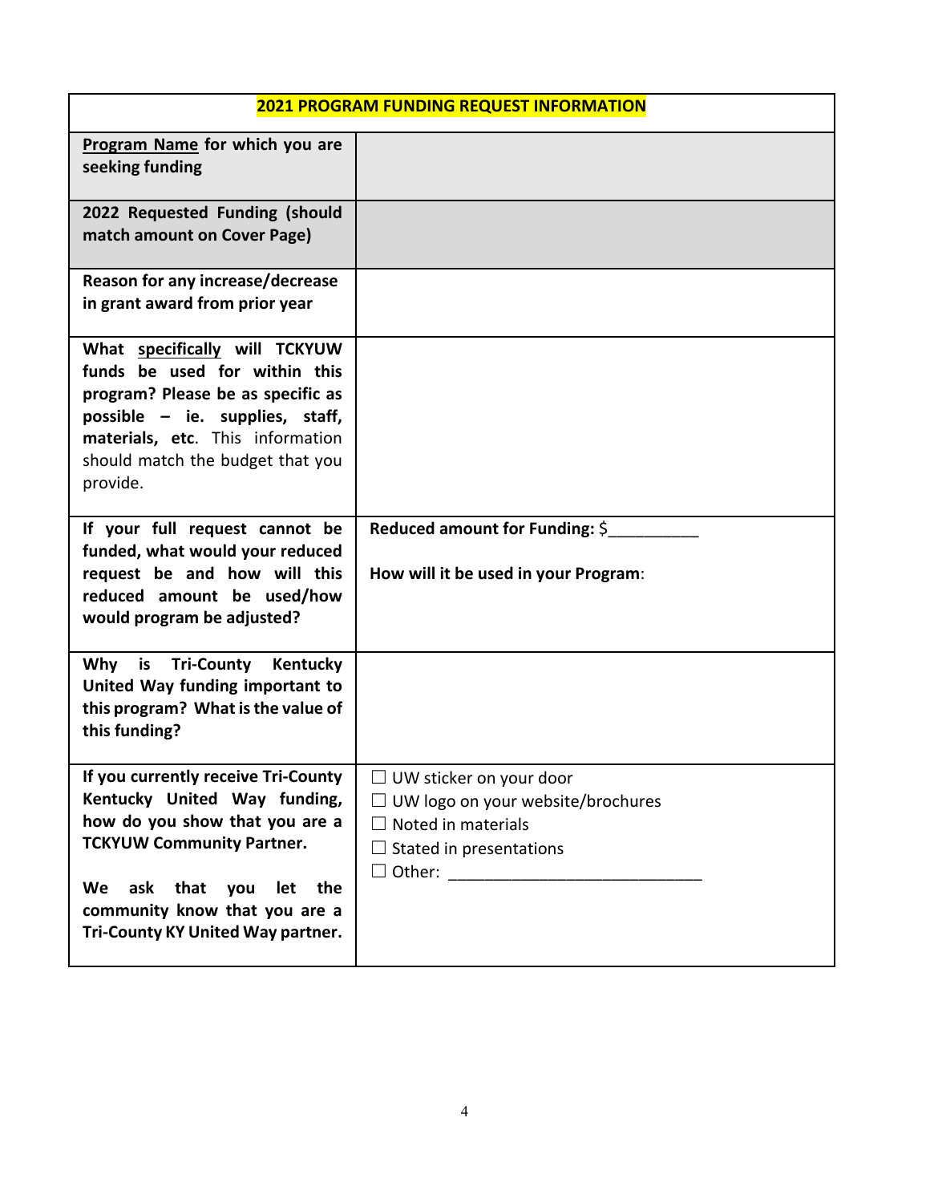| 2021 PROGRAM FUNDING REQUEST INFORMATION | |
|---|---|
| **Program Name for which you are seeking funding** | |
| **2022 Requested Funding (should match amount on Cover Page)** | |
| **Reason for any increase/decrease in grant award from prior year** | |
| **What specifically will TCKYUW funds be used for within this program? Please be as specific as possible – ie. supplies, staff, materials, etc.** This information should match the budget that you provide. | |
| **If your full request cannot be funded, what would your reduced request be and how will this reduced amount be used/how would program be adjusted?** | **Reduced amount for Funding:** $__________<br><br>**How will it be used in your Program**: |
| **Why is Tri-County Kentucky United Way funding important to this program? What is the value of this funding?** | |
| **If you currently receive Tri-County Kentucky United Way funding, how do you show that you are a TCKYUW Community Partner.**<br><br>**We ask that you let the community know that you are a Tri-County KY United Way partner.** | ☐ UW sticker on your door<br>☐ UW logo on your website/brochures<br>☐ Noted in materials<br>☐ Stated in presentations<br>☐ Other: ____________________________ |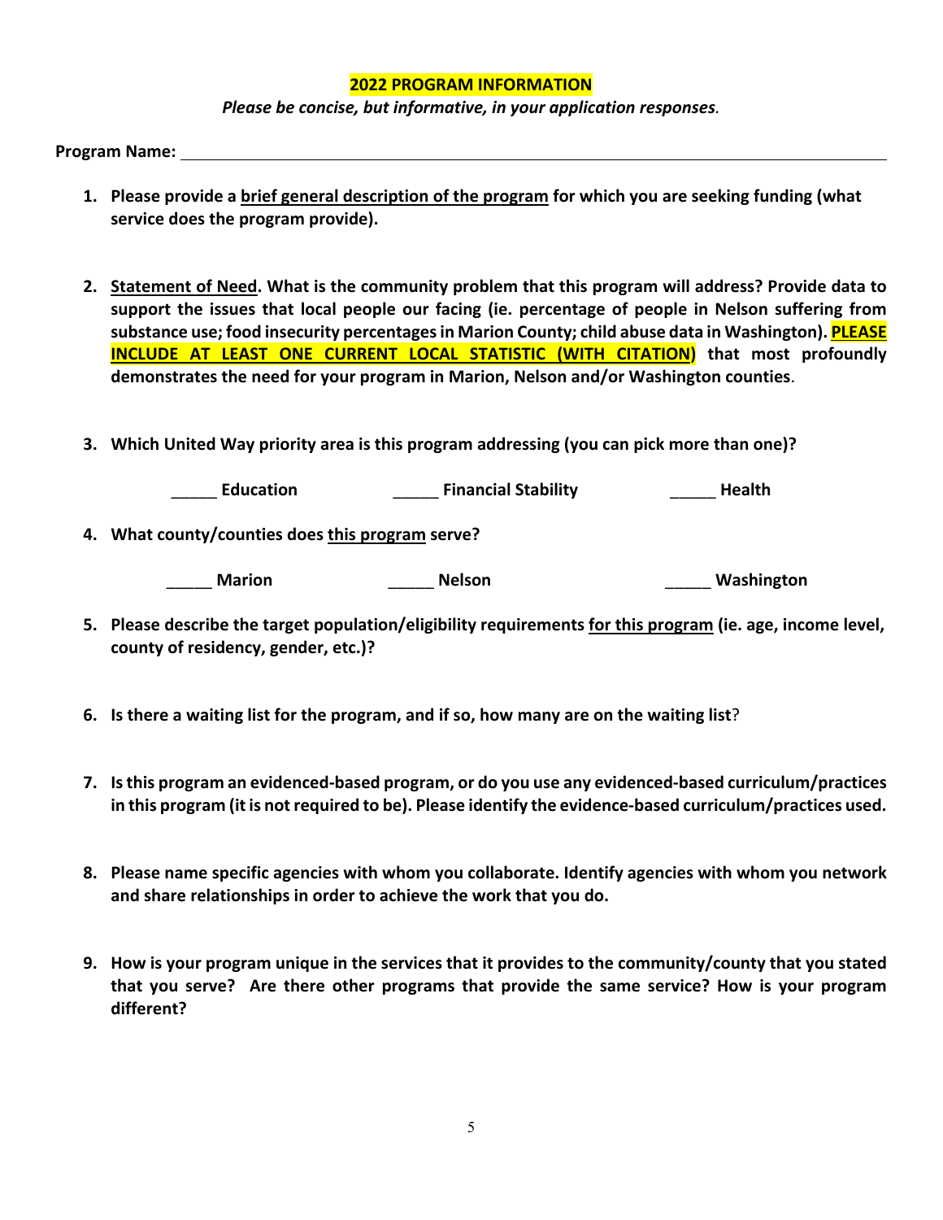## 2022 PROGRAM INFORMATION

*Please be concise, but informative, in your application responses.*

**Program Name:** ______________________________________________

1. **Please provide a brief general description of the program for which you are seeking funding (what service does the program provide).**

2. **Statement of Need. What is the community problem that this program will address? Provide data to support the issues that local people our facing (ie. percentage of people in Nelson suffering from substance use; food insecurity percentages in Marion County; child abuse data in Washington). PLEASE INCLUDE AT LEAST ONE CURRENT LOCAL STATISTIC (WITH CITATION) that most profoundly demonstrates the need for your program in Marion, Nelson and/or Washington counties.**

3. **Which United Way priority area is this program addressing (you can pick more than one)?**

   _____ **Education** _____ **Financial Stability** _____ **Health**

4. **What county/counties does this program serve?**

   _____ **Marion** _____ **Nelson** _____ **Washington**

5. **Please describe the target population/eligibility requirements for this program (ie. age, income level, county of residency, gender, etc.)?**

6. **Is there a waiting list for the program, and if so, how many are on the waiting list?**

7. **Is this program an evidenced-based program, or do you use any evidenced-based curriculum/practices in this program (it is not required to be). Please identify the evidence-based curriculum/practices used.**

8. **Please name specific agencies with whom you collaborate. Identify agencies with whom you network and share relationships in order to achieve the work that you do.**

9. **How is your program unique in the services that it provides to the community/county that you stated that you serve? Are there other programs that provide the same service? How is your program different?**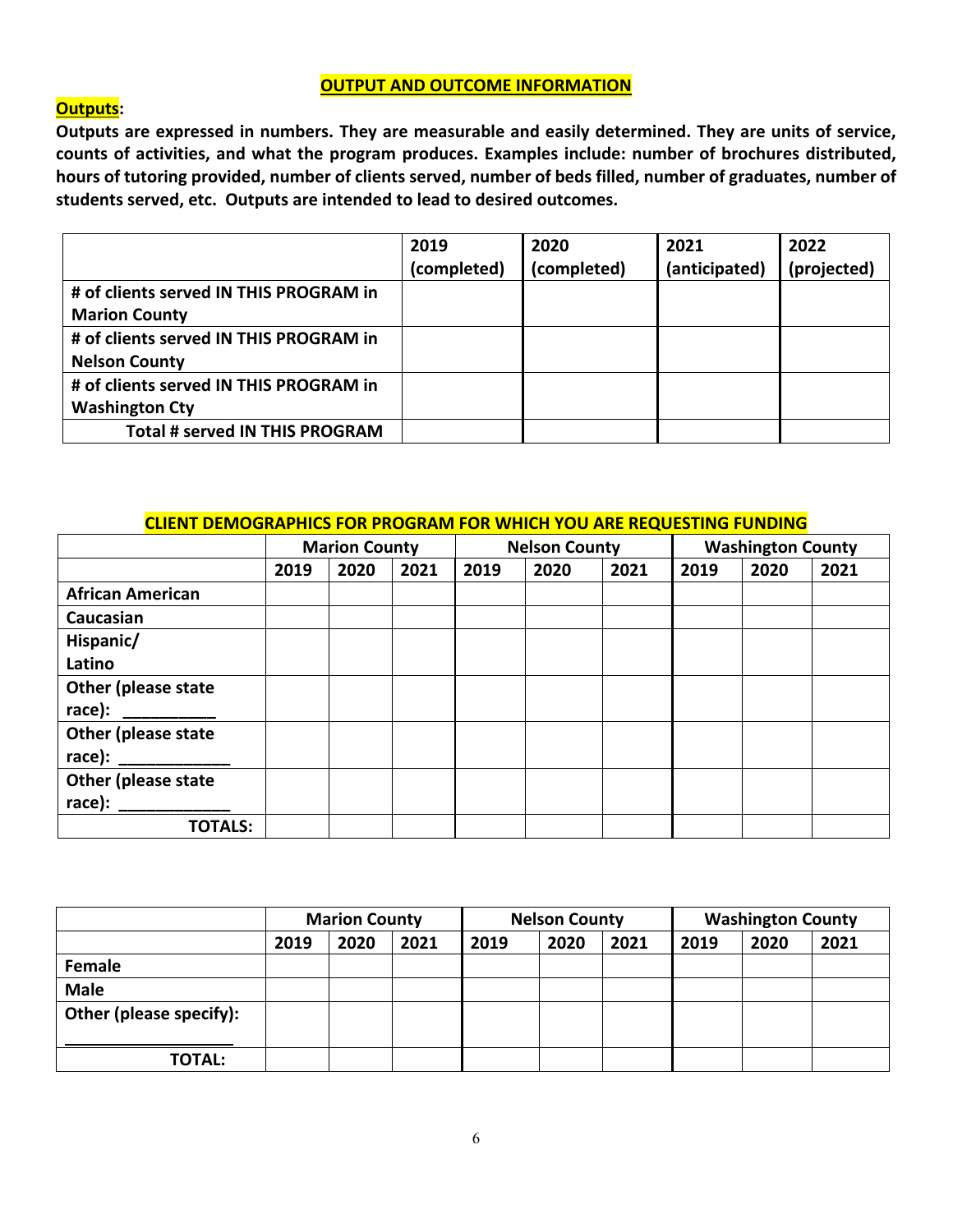## OUTPUT AND OUTCOME INFORMATION

**Outputs:**

**Outputs are expressed in numbers. They are measurable and easily determined. They are units of service, counts of activities, and what the program produces. Examples include: number of brochures distributed, hours of tutoring provided, number of clients served, number of beds filled, number of graduates, number of students served, etc. Outputs are intended to lead to desired outcomes.**

| | 2019 (completed) | 2020 (completed) | 2021 (anticipated) | 2022 (projected) |
|---|---|---|---|---|
| **# of clients served IN THIS PROGRAM in Marion County** | | | | |
| **# of clients served IN THIS PROGRAM in Nelson County** | | | | |
| **# of clients served IN THIS PROGRAM in Washington Cty** | | | | |
| **Total # served IN THIS PROGRAM** | | | | |

**CLIENT DEMOGRAPHICS FOR PROGRAM FOR WHICH YOU ARE REQUESTING FUNDING**

| | Marion County | | | Nelson County | | | Washington County | | |
|---|---|---|---|---|---|---|---|---|---|
| | 2019 | 2020 | 2021 | 2019 | 2020 | 2021 | 2019 | 2020 | 2021 |
| **African American** | | | | | | | | | |
| **Caucasian** | | | | | | | | | |
| **Hispanic/ Latino** | | | | | | | | | |
| **Other (please state race): __________** | | | | | | | | | |
| **Other (please state race): ____________** | | | | | | | | | |
| **Other (please state race): ____________** | | | | | | | | | |
| **TOTALS:** | | | | | | | | | |

| | Marion County | | | Nelson County | | | Washington County | | |
|---|---|---|---|---|---|---|---|---|---|
| | 2019 | 2020 | 2021 | 2019 | 2020 | 2021 | 2019 | 2020 | 2021 |
| **Female** | | | | | | | | | |
| **Male** | | | | | | | | | |
| **Other (please specify): __________________** | | | | | | | | | |
| **TOTAL:** | | | | | | | | | |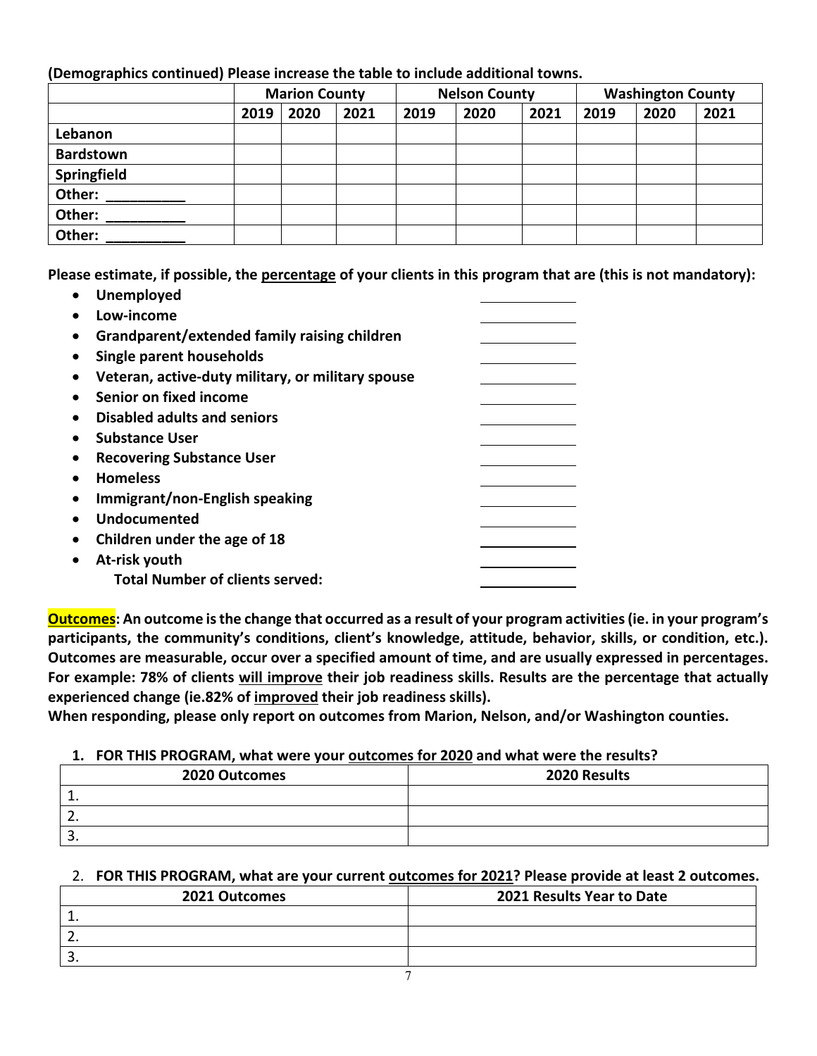**(Demographics continued) Please increase the table to include additional towns.**

| | **Marion County** | | | **Nelson County** | | | **Washington County** | | |
|---|---|---|---|---|---|---|---|---|---|
| | **2019** | **2020** | **2021** | **2019** | **2020** | **2021** | **2019** | **2020** | **2021** |
| **Lebanon** | | | | | | | | | |
| **Bardstown** | | | | | | | | | |
| **Springfield** | | | | | | | | | |
| **Other: __________** | | | | | | | | | |
| **Other: __________** | | | | | | | | | |
| **Other: __________** | | | | | | | | | |

**Please estimate, if possible, the <u>percentage</u> of your clients in this program that are (this is not mandatory):**

- **Unemployed** ____________
- **Low-income** ____________
- **Grandparent/extended family raising children** ____________
- **Single parent households** ____________
- **Veteran, active-duty military, or military spouse** ____________
- **Senior on fixed income** ____________
- **Disabled adults and seniors** ____________
- **Substance User** ____________
- **Recovering Substance User** ____________
- **Homeless** ____________
- **Immigrant/non-English speaking** ____________
- **Undocumented** ____________
- **Children under the age of 18** ____________
- **At-risk youth** ____________

**Total Number of clients served:** ____________

**Outcomes: An outcome is the change that occurred as a result of your program activities (ie. in your program's participants, the community's conditions, client's knowledge, attitude, behavior, skills, or condition, etc.). Outcomes are measurable, occur over a specified amount of time, and are usually expressed in percentages. For example: 78% of clients <u>will improve</u> their job readiness skills. Results are the percentage that actually experienced change (ie.82% of <u>improved</u> their job readiness skills).**
**When responding, please only report on outcomes from Marion, Nelson, and/or Washington counties.**

1. **FOR THIS PROGRAM, what were your <u>outcomes for 2020</u> and what were the results?**

| 2020 Outcomes | 2020 Results |
|---|---|
| 1. | |
| 2. | |
| 3. | |

2. **FOR THIS PROGRAM, what are your current <u>outcomes for 2021</u>? Please provide at least 2 outcomes.**

| 2021 Outcomes | 2021 Results Year to Date |
|---|---|
| 1. | |
| 2. | |
| 3. | |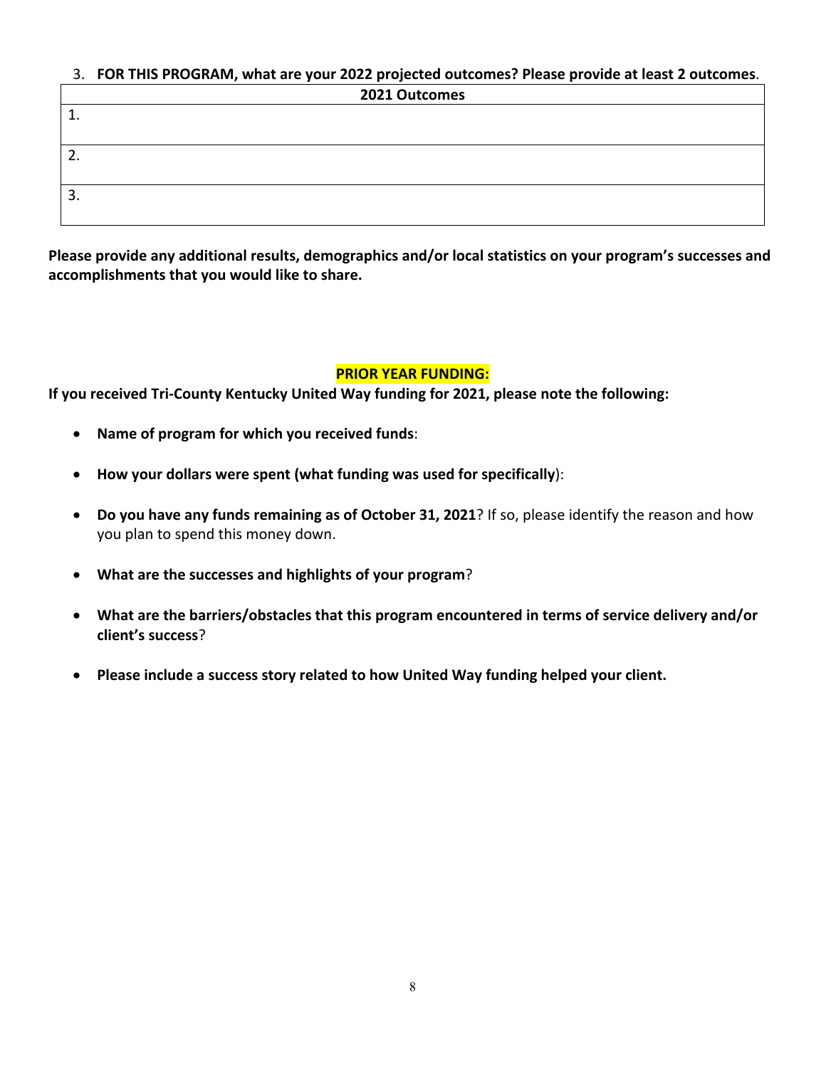3. **FOR THIS PROGRAM, what are your 2022 projected outcomes? Please provide at least 2 outcomes**.

| 2021 Outcomes |
|---|
| 1. |
| 2. |
| 3. |

**Please provide any additional results, demographics and/or local statistics on your program's successes and accomplishments that you would like to share.**

**PRIOR YEAR FUNDING:**

**If you received Tri-County Kentucky United Way funding for 2021, please note the following:**

- **Name of program for which you received funds**:
- **How your dollars were spent (what funding was used for specifically)**:
- **Do you have any funds remaining as of October 31, 2021**? If so, please identify the reason and how you plan to spend this money down.
- **What are the successes and highlights of your program**?
- **What are the barriers/obstacles that this program encountered in terms of service delivery and/or client's success**?
- **Please include a success story related to how United Way funding helped your client.**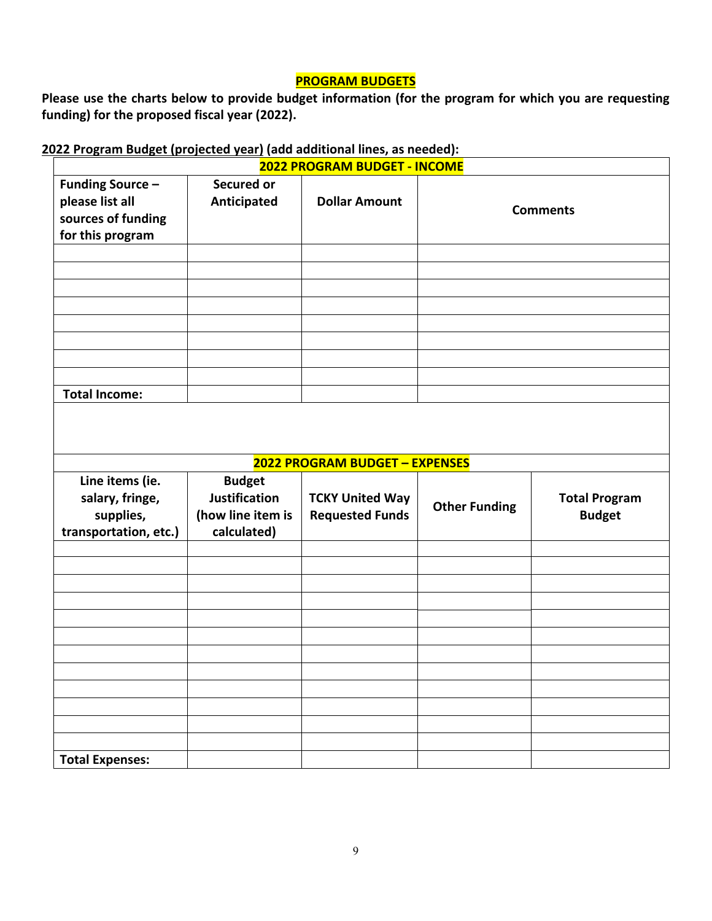**PROGRAM BUDGETS**

**Please use the charts below to provide budget information (for the program for which you are requesting funding) for the proposed fiscal year (2022).**

**2022 Program Budget (projected year) (add additional lines, as needed):**

| 2022 PROGRAM BUDGET - INCOME | | | |
|---|---|---|---|
| **Funding Source – please list all sources of funding for this program** | **Secured or Anticipated** | **Dollar Amount** | **Comments** |
| | | | |
| | | | |
| | | | |
| | | | |
| | | | |
| | | | |
| | | | |
| | | | |
| **Total Income:** | | | |

| 2022 PROGRAM BUDGET – EXPENSES | | | | |
|---|---|---|---|---|
| **Line items (ie. salary, fringe, supplies, transportation, etc.)** | **Budget Justification (how line item is calculated)** | **TCKY United Way Requested Funds** | **Other Funding** | **Total Program Budget** |
| | | | | |
| | | | | |
| | | | | |
| | | | | |
| | | | | |
| | | | | |
| | | | | |
| | | | | |
| | | | | |
| | | | | |
| | | | | |
| | | | | |
| **Total Expenses:** | | | | |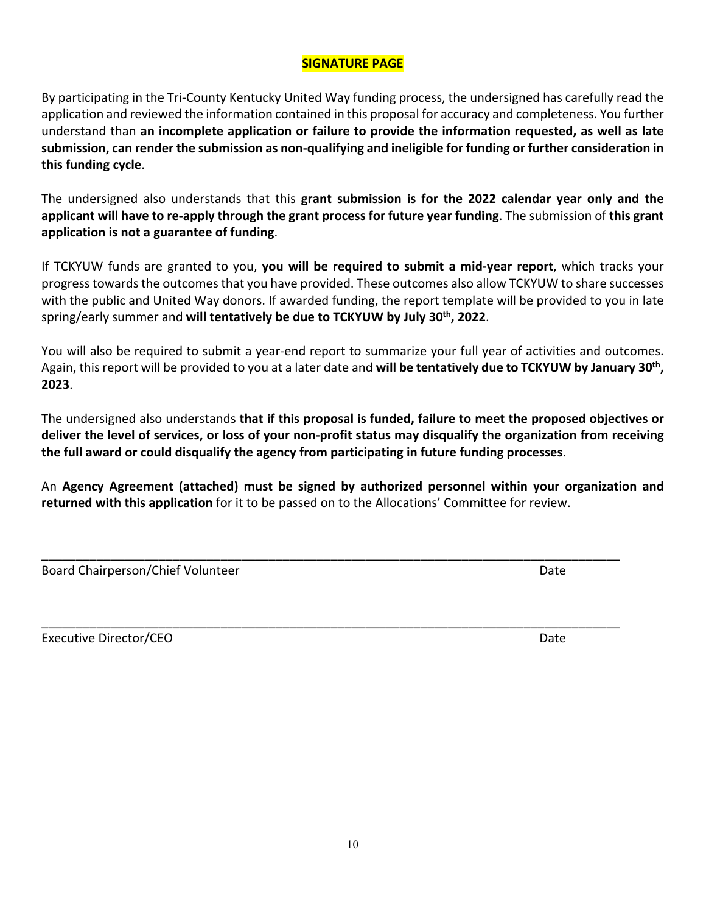## SIGNATURE PAGE

By participating in the Tri-County Kentucky United Way funding process, the undersigned has carefully read the application and reviewed the information contained in this proposal for accuracy and completeness. You further understand than **an incomplete application or failure to provide the information requested, as well as late submission, can render the submission as non-qualifying and ineligible for funding or further consideration in this funding cycle**.

The undersigned also understands that this **grant submission is for the 2022 calendar year only and the applicant will have to re-apply through the grant process for future year funding**. The submission of **this grant application is not a guarantee of funding**.

If TCKYUW funds are granted to you, **you will be required to submit a mid-year report**, which tracks your progress towards the outcomes that you have provided. These outcomes also allow TCKYUW to share successes with the public and United Way donors. If awarded funding, the report template will be provided to you in late spring/early summer and **will tentatively be due to TCKYUW by July 30th, 2022**.

You will also be required to submit a year-end report to summarize your full year of activities and outcomes. Again, this report will be provided to you at a later date and **will be tentatively due to TCKYUW by January 30th, 2023**.

The undersigned also understands **that if this proposal is funded, failure to meet the proposed objectives or deliver the level of services, or loss of your non-profit status may disqualify the organization from receiving the full award or could disqualify the agency from participating in future funding processes**.

An **Agency Agreement (attached) must be signed by authorized personnel within your organization and returned with this application** for it to be passed on to the Allocations' Committee for review.

_______________________________________________________________________________

Board Chairperson/Chief Volunteer Date

_______________________________________________________________________________

Executive Director/CEO Date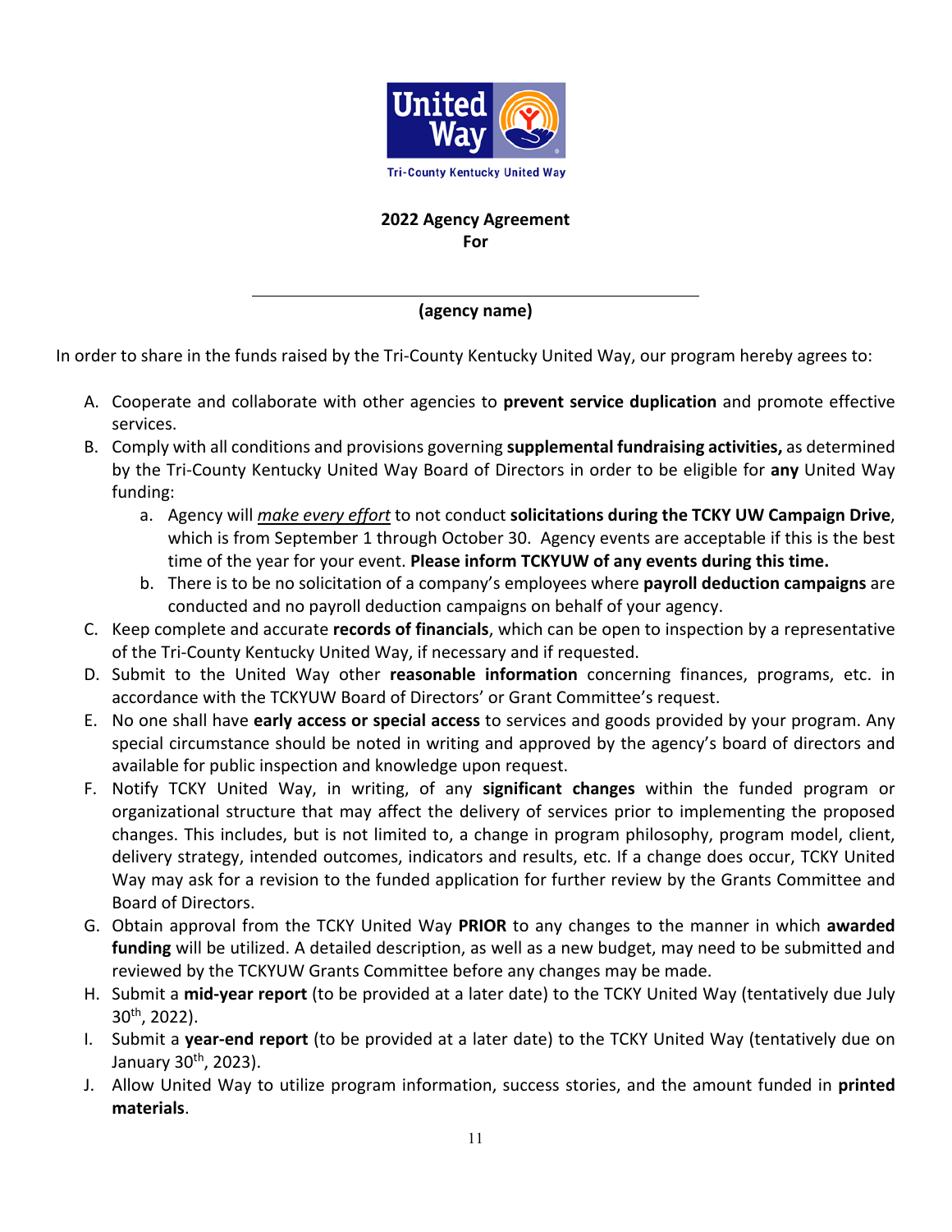Tri-County Kentucky United Way

**2022 Agency Agreement**
**For**

\_\_\_\_\_\_\_\_\_\_\_\_\_\_\_\_\_\_\_\_\_\_\_\_\_\_\_\_\_\_\_\_\_\_\_\_\_\_\_\_\_\_\_\_
**(agency name)**

In order to share in the funds raised by the Tri-County Kentucky United Way, our program hereby agrees to:

A. Cooperate and collaborate with other agencies to **prevent service duplication** and promote effective services.
B. Comply with all conditions and provisions governing **supplemental fundraising activities,** as determined by the Tri-County Kentucky United Way Board of Directors in order to be eligible for **any** United Way funding:
    a. Agency will *make every effort* to not conduct **solicitations during the TCKY UW Campaign Drive**, which is from September 1 through October 30. Agency events are acceptable if this is the best time of the year for your event. **Please inform TCKYUW of any events during this time.**
    b. There is to be no solicitation of a company's employees where **payroll deduction campaigns** are conducted and no payroll deduction campaigns on behalf of your agency.
C. Keep complete and accurate **records of financials**, which can be open to inspection by a representative of the Tri-County Kentucky United Way, if necessary and if requested.
D. Submit to the United Way other **reasonable information** concerning finances, programs, etc. in accordance with the TCKYUW Board of Directors' or Grant Committee's request.
E. No one shall have **early access or special access** to services and goods provided by your program. Any special circumstance should be noted in writing and approved by the agency's board of directors and available for public inspection and knowledge upon request.
F. Notify TCKY United Way, in writing, of any **significant changes** within the funded program or organizational structure that may affect the delivery of services prior to implementing the proposed changes. This includes, but is not limited to, a change in program philosophy, program model, client, delivery strategy, intended outcomes, indicators and results, etc. If a change does occur, TCKY United Way may ask for a revision to the funded application for further review by the Grants Committee and Board of Directors.
G. Obtain approval from the TCKY United Way **PRIOR** to any changes to the manner in which **awarded funding** will be utilized. A detailed description, as well as a new budget, may need to be submitted and reviewed by the TCKYUW Grants Committee before any changes may be made.
H. Submit a **mid-year report** (to be provided at a later date) to the TCKY United Way (tentatively due July 30th, 2022).
I. Submit a **year-end report** (to be provided at a later date) to the TCKY United Way (tentatively due on January 30th, 2023).
J. Allow United Way to utilize program information, success stories, and the amount funded in **printed materials**.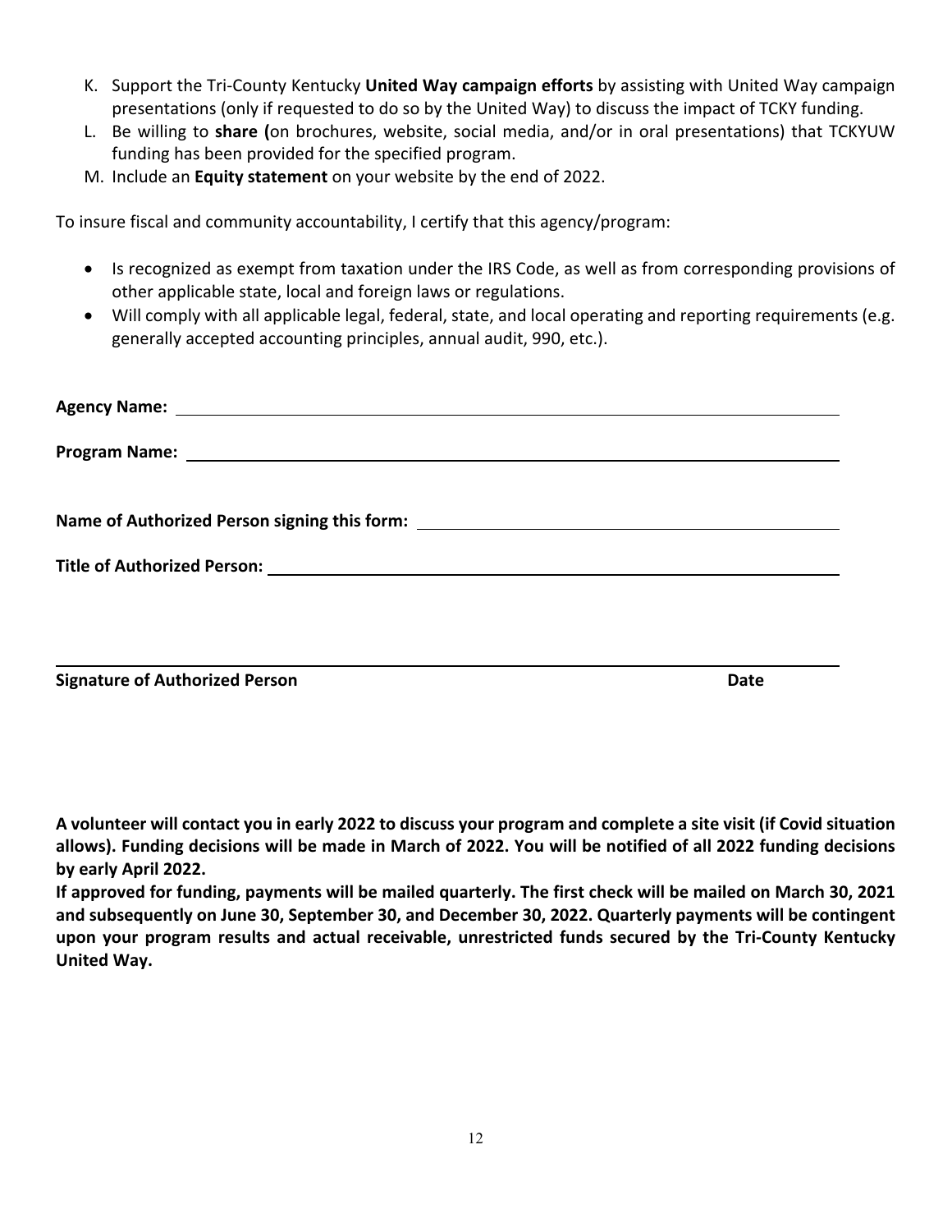K. Support the Tri-County Kentucky **United Way campaign efforts** by assisting with United Way campaign presentations (only if requested to do so by the United Way) to discuss the impact of TCKY funding.
L. Be willing to **share (**on brochures, website, social media, and/or in oral presentations) that TCKYUW funding has been provided for the specified program.
M. Include an **Equity statement** on your website by the end of 2022.

To insure fiscal and community accountability, I certify that this agency/program:

- Is recognized as exempt from taxation under the IRS Code, as well as from corresponding provisions of other applicable state, local and foreign laws or regulations.
- Will comply with all applicable legal, federal, state, and local operating and reporting requirements (e.g. generally accepted accounting principles, annual audit, 990, etc.).

**Agency Name:** \_\_\_\_\_\_\_\_\_\_\_\_\_\_\_\_\_\_\_\_\_\_\_\_\_\_\_\_\_\_\_\_\_\_\_\_\_\_\_\_

**Program Name:** \_\_\_\_\_\_\_\_\_\_\_\_\_\_\_\_\_\_\_\_\_\_\_\_\_\_\_\_\_\_\_\_\_\_\_\_\_\_\_\_

**Name of Authorized Person signing this form:** \_\_\_\_\_\_\_\_\_\_\_\_\_\_\_\_\_\_\_\_\_\_\_\_

**Title of Authorized Person:** \_\_\_\_\_\_\_\_\_\_\_\_\_\_\_\_\_\_\_\_\_\_\_\_\_\_\_\_\_\_\_\_\_\_\_\_

\_\_\_\_\_\_\_\_\_\_\_\_\_\_\_\_\_\_\_\_\_\_\_\_\_\_\_\_\_\_\_\_\_\_\_\_\_\_\_\_\_\_\_\_\_\_\_\_\_\_\_\_\_\_\_\_\_\_\_\_

**Signature of Authorized Person** **Date**

**A volunteer will contact you in early 2022 to discuss your program and complete a site visit (if Covid situation allows). Funding decisions will be made in March of 2022. You will be notified of all 2022 funding decisions by early April 2022.**

**If approved for funding, payments will be mailed quarterly. The first check will be mailed on March 30, 2021 and subsequently on June 30, September 30, and December 30, 2022. Quarterly payments will be contingent upon your program results and actual receivable, unrestricted funds secured by the Tri-County Kentucky United Way.**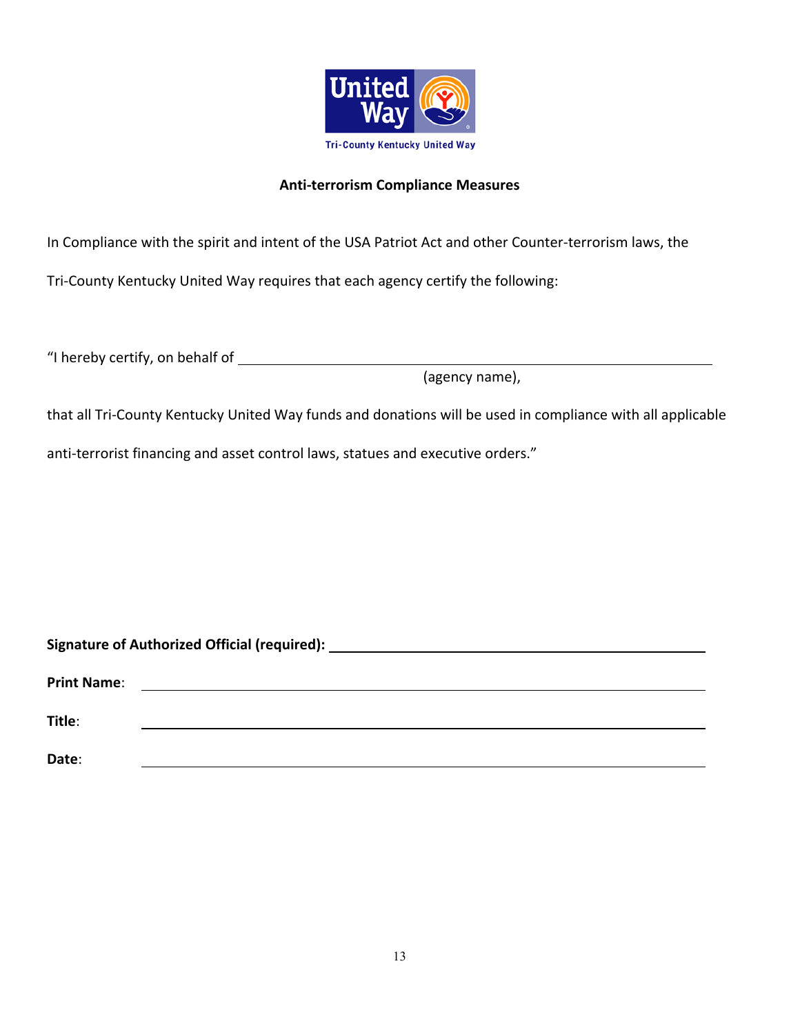Tri-County Kentucky United Way

## Anti-terrorism Compliance Measures

In Compliance with the spirit and intent of the USA Patriot Act and other Counter-terrorism laws, the Tri-County Kentucky United Way requires that each agency certify the following:

"I hereby certify, on behalf of ______________________________________________
(agency name),

that all Tri-County Kentucky United Way funds and donations will be used in compliance with all applicable anti-terrorist financing and asset control laws, statues and executive orders."

**Signature of Authorized Official (required):** ______________________________

**Print Name**: ______________________________

**Title**: ______________________________

**Date**: ______________________________